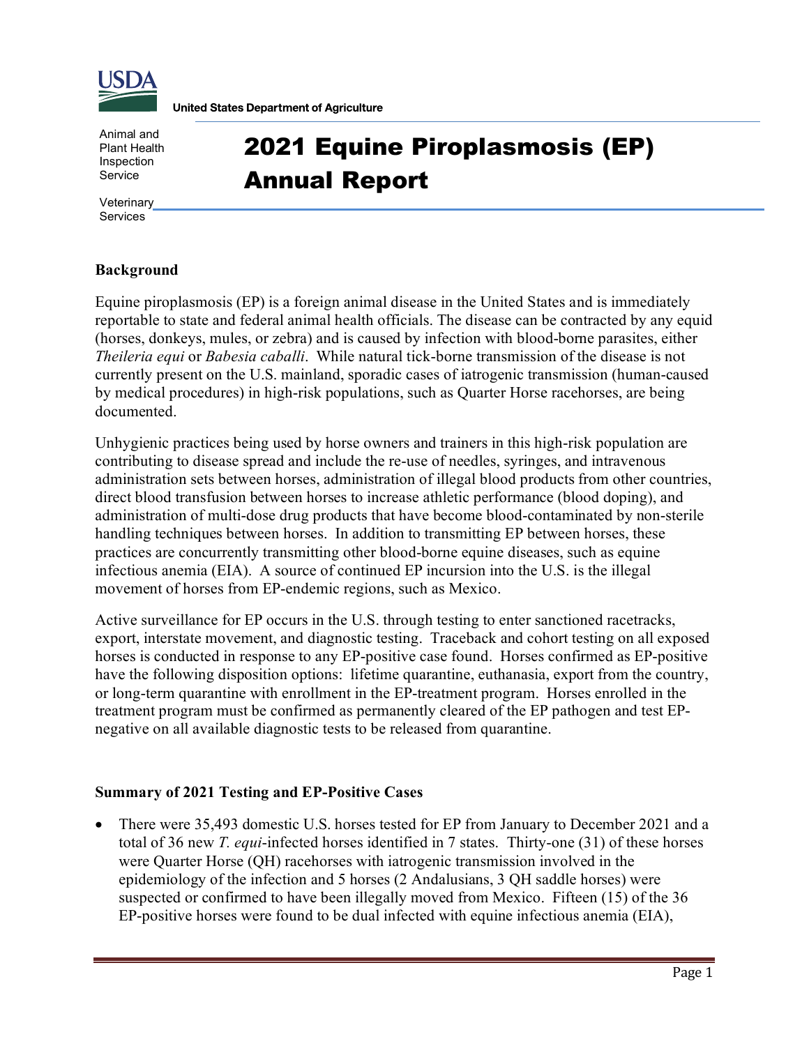United States Department of Agriculture

Animal and Plant Health Inspection Service

Veterinary Services

# 2021 Equine Piroplasmosis (EP) Annual Report

## Background

Equine piroplasmosis (EP) is a foreign animal disease in the United States and is immediately reportable to state and federal animal health officials. The disease can be contracted by any equid (horses, donkeys, mules, or zebra) and is caused by infection with blood-borne parasites, either *Theileria equi* or *Babesia caballi*. While natural tick-borne transmission of the disease is not currently present on the U.S. mainland, sporadic cases of iatrogenic transmission (human-caused by medical procedures) in high-risk populations, such as Quarter Horse racehorses, are being documented.

Unhygienic practices being used by horse owners and trainers in this high-risk population are contributing to disease spread and include the re-use of needles, syringes, and intravenous administration sets between horses, administration of illegal blood products from other countries, direct blood transfusion between horses to increase athletic performance (blood doping), and administration of multi-dose drug products that have become blood-contaminated by non-sterile handling techniques between horses. In addition to transmitting EP between horses, these practices are concurrently transmitting other blood-borne equine diseases, such as equine infectious anemia (EIA). A source of continued EP incursion into the U.S. is the illegal movement of horses from EP-endemic regions, such as Mexico.

Active surveillance for EP occurs in the U.S. through testing to enter sanctioned racetracks, export, interstate movement, and diagnostic testing. Traceback and cohort testing on all exposed horses is conducted in response to any EP-positive case found. Horses confirmed as EP-positive have the following disposition options: lifetime quarantine, euthanasia, export from the country, or long-term quarantine with enrollment in the EP-treatment program. Horses enrolled in the treatment program must be confirmed as permanently cleared of the EP pathogen and test EP-negative on all available diagnostic tests to be released from quarantine.

## Summary of 2021 Testing and EP-Positive Cases

- There were 35,493 domestic U.S. horses tested for EP from January to December 2021 and a total of 36 new *T. equi*-infected horses identified in 7 states. Thirty-one (31) of these horses were Quarter Horse (QH) racehorses with iatrogenic transmission involved in the epidemiology of the infection and 5 horses (2 Andalusians, 3 QH saddle horses) were suspected or confirmed to have been illegally moved from Mexico. Fifteen (15) of the 36 EP-positive horses were found to be dual infected with equine infectious anemia (EIA),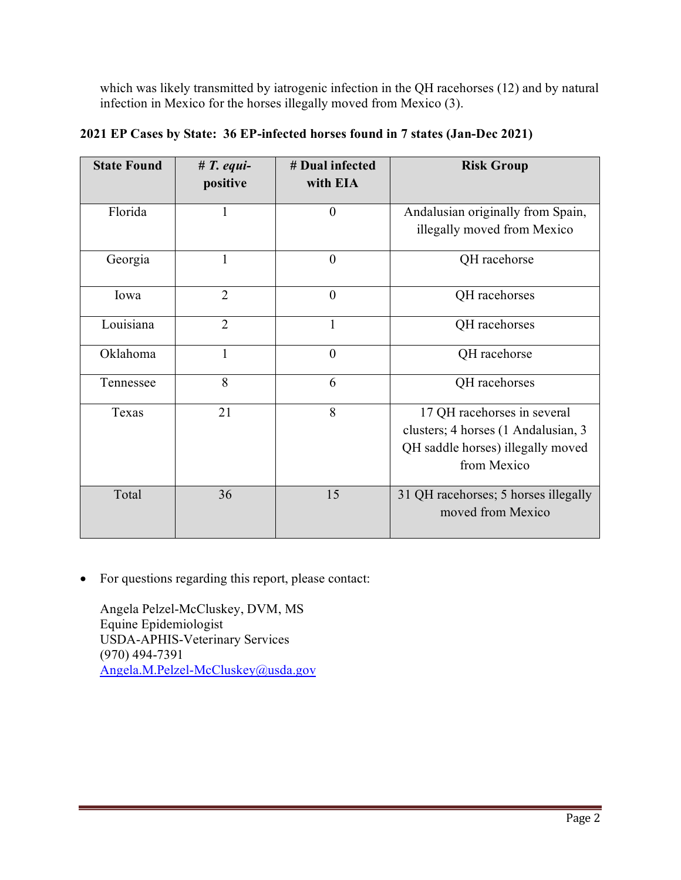which was likely transmitted by iatrogenic infection in the QH racehorses (12) and by natural infection in Mexico for the horses illegally moved from Mexico (3).

**2021 EP Cases by State: 36 EP-infected horses found in 7 states (Jan-Dec 2021)**

| State Found | # *T. equi*-positive | # Dual infected with EIA | Risk Group |
|---|---|---|---|
| Florida | 1 | 0 | Andalusian originally from Spain, illegally moved from Mexico |
| Georgia | 1 | 0 | QH racehorse |
| Iowa | 2 | 0 | QH racehorses |
| Louisiana | 2 | 1 | QH racehorses |
| Oklahoma | 1 | 0 | QH racehorse |
| Tennessee | 8 | 6 | QH racehorses |
| Texas | 21 | 8 | 17 QH racehorses in several clusters; 4 horses (1 Andalusian, 3 QH saddle horses) illegally moved from Mexico |
| Total | 36 | 15 | 31 QH racehorses; 5 horses illegally moved from Mexico |

- For questions regarding this report, please contact:

  Angela Pelzel-McCluskey, DVM, MS
  Equine Epidemiologist
  USDA-APHIS-Veterinary Services
  (970) 494-7391
  Angela.M.Pelzel-McCluskey@usda.gov